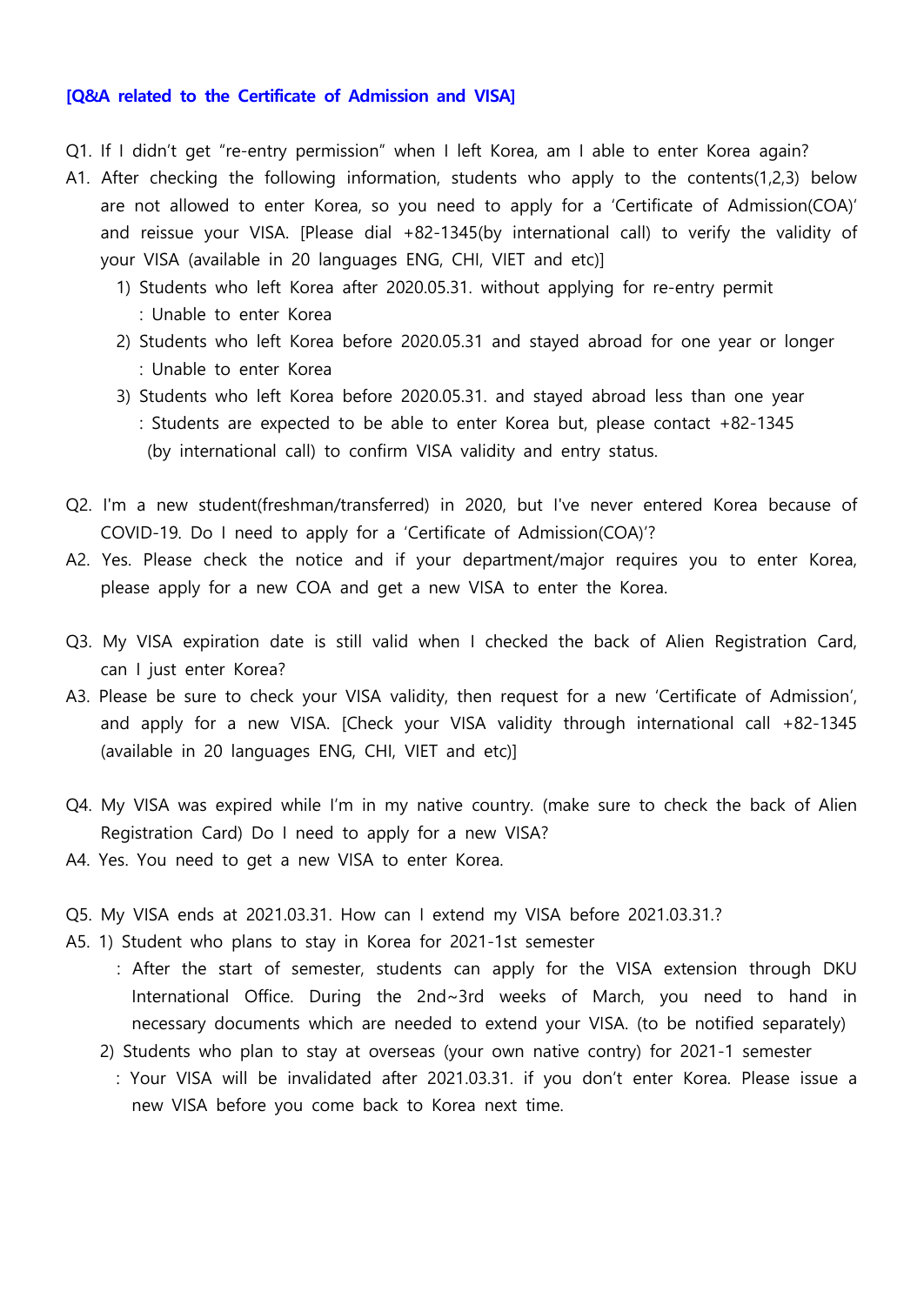**[Q&A related to the Certificate of Admission and VISA]**

Q1. If I didn't get "re-entry permission" when I left Korea, am I able to enter Korea again?

A1. After checking the following information, students who apply to the contents(1,2,3) below are not allowed to enter Korea, so you need to apply for a 'Certificate of Admission(COA)' and reissue your VISA. [Please dial +82-1345(by international call) to verify the validity of your VISA (available in 20 languages ENG, CHI, VIET and etc)]

1) Students who left Korea after 2020.05.31. without applying for re-entry permit
   : Unable to enter Korea
2) Students who left Korea before 2020.05.31 and stayed abroad for one year or longer
   : Unable to enter Korea
3) Students who left Korea before 2020.05.31. and stayed abroad less than one year
   : Students are expected to be able to enter Korea but, please contact +82-1345 (by international call) to confirm VISA validity and entry status.

Q2. I'm a new student(freshman/transferred) in 2020, but I've never entered Korea because of COVID-19. Do I need to apply for a 'Certificate of Admission(COA)'?

A2. Yes. Please check the notice and if your department/major requires you to enter Korea, please apply for a new COA and get a new VISA to enter the Korea.

Q3. My VISA expiration date is still valid when I checked the back of Alien Registration Card, can I just enter Korea?

A3. Please be sure to check your VISA validity, then request for a new 'Certificate of Admission', and apply for a new VISA. [Check your VISA validity through international call +82-1345 (available in 20 languages ENG, CHI, VIET and etc)]

Q4. My VISA was expired while I'm in my native country. (make sure to check the back of Alien Registration Card) Do I need to apply for a new VISA?

A4. Yes. You need to get a new VISA to enter Korea.

Q5. My VISA ends at 2021.03.31. How can I extend my VISA before 2021.03.31.?

A5. 1) Student who plans to stay in Korea for 2021-1st semester
   : After the start of semester, students can apply for the VISA extension through DKU International Office. During the 2nd~3rd weeks of March, you need to hand in necessary documents which are needed to extend your VISA. (to be notified separately)

2) Students who plan to stay at overseas (your own native contry) for 2021-1 semester
   : Your VISA will be invalidated after 2021.03.31. if you don't enter Korea. Please issue a new VISA before you come back to Korea next time.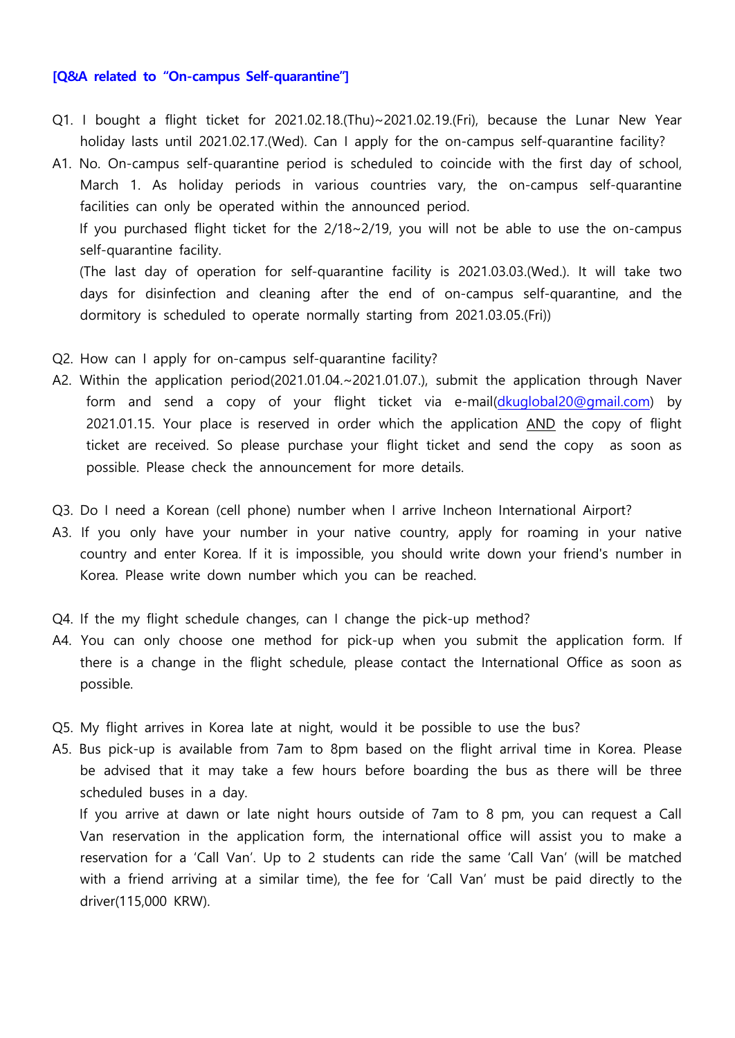**[Q&A related to "On-campus Self-quarantine"]**

Q1. I bought a flight ticket for 2021.02.18.(Thu)~2021.02.19.(Fri), because the Lunar New Year holiday lasts until 2021.02.17.(Wed). Can I apply for the on-campus self-quarantine facility?

A1. No. On-campus self-quarantine period is scheduled to coincide with the first day of school, March 1. As holiday periods in various countries vary, the on-campus self-quarantine facilities can only be operated within the announced period.
If you purchased flight ticket for the 2/18~2/19, you will not be able to use the on-campus self-quarantine facility.
(The last day of operation for self-quarantine facility is 2021.03.03.(Wed.). It will take two days for disinfection and cleaning after the end of on-campus self-quarantine, and the dormitory is scheduled to operate normally starting from 2021.03.05.(Fri))

Q2. How can I apply for on-campus self-quarantine facility?

A2. Within the application period(2021.01.04.~2021.01.07.), submit the application through Naver form and send a copy of your flight ticket via e-mail(dkuglobal20@gmail.com) by 2021.01.15. Your place is reserved in order which the application AND the copy of flight ticket are received. So please purchase your flight ticket and send the copy as soon as possible. Please check the announcement for more details.

Q3. Do I need a Korean (cell phone) number when I arrive Incheon International Airport?

A3. If you only have your number in your native country, apply for roaming in your native country and enter Korea. If it is impossible, you should write down your friend's number in Korea. Please write down number which you can be reached.

Q4. If the my flight schedule changes, can I change the pick-up method?

A4. You can only choose one method for pick-up when you submit the application form. If there is a change in the flight schedule, please contact the International Office as soon as possible.

Q5. My flight arrives in Korea late at night, would it be possible to use the bus?

A5. Bus pick-up is available from 7am to 8pm based on the flight arrival time in Korea. Please be advised that it may take a few hours before boarding the bus as there will be three scheduled buses in a day.
If you arrive at dawn or late night hours outside of 7am to 8 pm, you can request a Call Van reservation in the application form, the international office will assist you to make a reservation for a 'Call Van'. Up to 2 students can ride the same 'Call Van' (will be matched with a friend arriving at a similar time), the fee for 'Call Van' must be paid directly to the driver(115,000 KRW).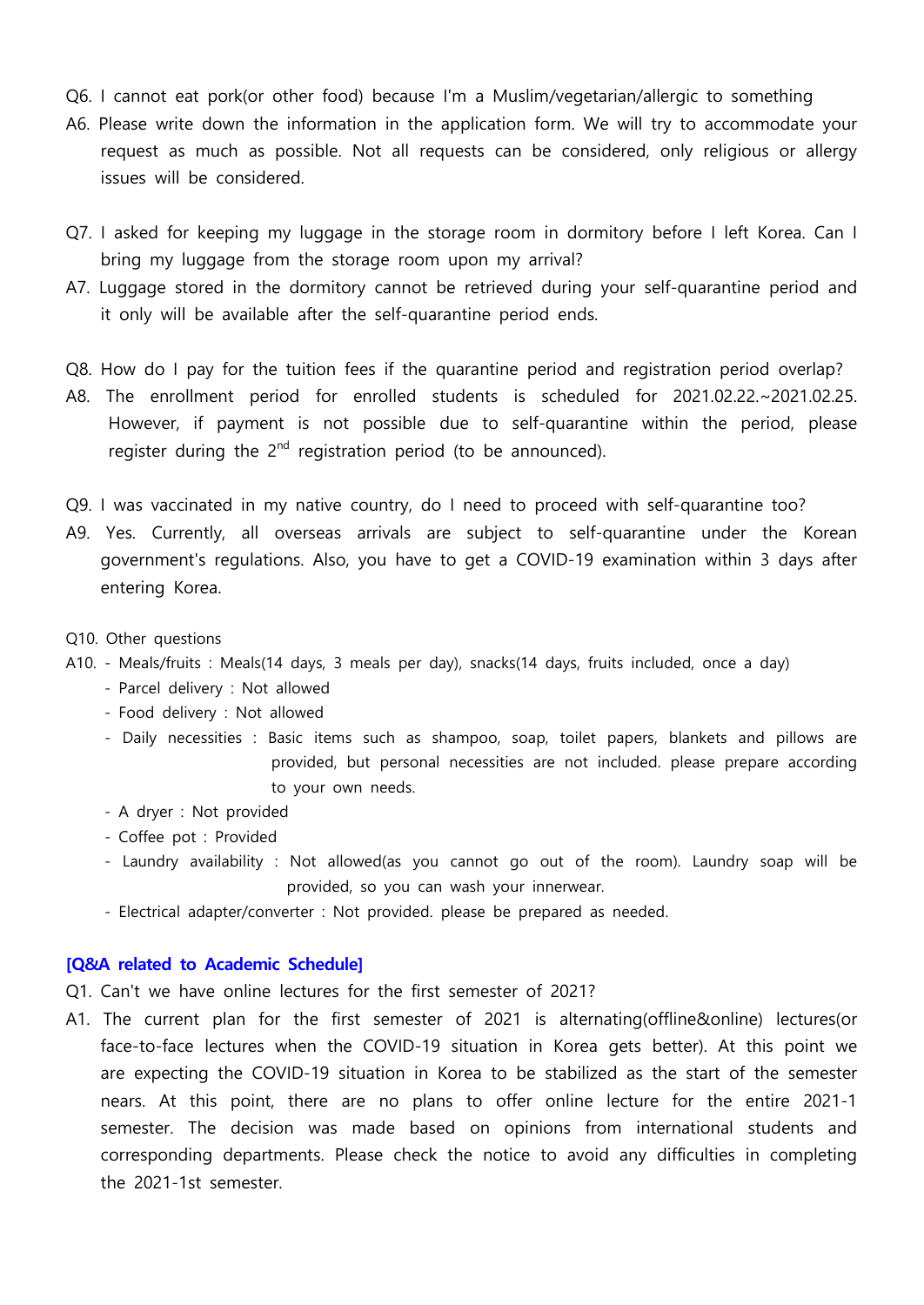Q6. I cannot eat pork(or other food) because I'm a Muslim/vegetarian/allergic to something

A6. Please write down the information in the application form. We will try to accommodate your request as much as possible. Not all requests can be considered, only religious or allergy issues will be considered.

Q7. I asked for keeping my luggage in the storage room in dormitory before I left Korea. Can I bring my luggage from the storage room upon my arrival?

A7. Luggage stored in the dormitory cannot be retrieved during your self-quarantine period and it only will be available after the self-quarantine period ends.

Q8. How do I pay for the tuition fees if the quarantine period and registration period overlap?

A8. The enrollment period for enrolled students is scheduled for 2021.02.22.~2021.02.25. However, if payment is not possible due to self-quarantine within the period, please register during the 2nd registration period (to be announced).

Q9. I was vaccinated in my native country, do I need to proceed with self-quarantine too?

A9. Yes. Currently, all overseas arrivals are subject to self-quarantine under the Korean government's regulations. Also, you have to get a COVID-19 examination within 3 days after entering Korea.

Q10. Other questions

A10.
- Meals/fruits : Meals(14 days, 3 meals per day), snacks(14 days, fruits included, once a day)
- Parcel delivery : Not allowed
- Food delivery : Not allowed
- Daily necessities : Basic items such as shampoo, soap, toilet papers, blankets and pillows are provided, but personal necessities are not included. please prepare according to your own needs.
- A dryer : Not provided
- Coffee pot : Provided
- Laundry availability : Not allowed(as you cannot go out of the room). Laundry soap will be provided, so you can wash your innerwear.
- Electrical adapter/converter : Not provided. please be prepared as needed.

**[Q&A related to Academic Schedule]**

Q1. Can't we have online lectures for the first semester of 2021?

A1. The current plan for the first semester of 2021 is alternating(offline&online) lectures(or face-to-face lectures when the COVID-19 situation in Korea gets better). At this point we are expecting the COVID-19 situation in Korea to be stabilized as the start of the semester nears. At this point, there are no plans to offer online lecture for the entire 2021-1 semester. The decision was made based on opinions from international students and corresponding departments. Please check the notice to avoid any difficulties in completing the 2021-1st semester.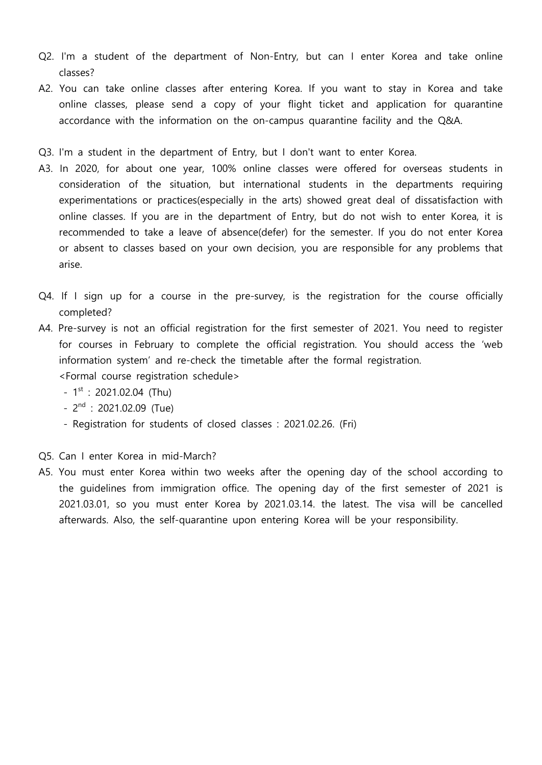Q2. I'm a student of the department of Non-Entry, but can I enter Korea and take online classes?

A2. You can take online classes after entering Korea. If you want to stay in Korea and take online classes, please send a copy of your flight ticket and application for quarantine accordance with the information on the on-campus quarantine facility and the Q&A.

Q3. I'm a student in the department of Entry, but I don't want to enter Korea.

A3. In 2020, for about one year, 100% online classes were offered for overseas students in consideration of the situation, but international students in the departments requiring experimentations or practices(especially in the arts) showed great deal of dissatisfaction with online classes. If you are in the department of Entry, but do not wish to enter Korea, it is recommended to take a leave of absence(defer) for the semester. If you do not enter Korea or absent to classes based on your own decision, you are responsible for any problems that arise.

Q4. If I sign up for a course in the pre-survey, is the registration for the course officially completed?

A4. Pre-survey is not an official registration for the first semester of 2021. You need to register for courses in February to complete the official registration. You should access the 'web information system' and re-check the timetable after the formal registration.

<Formal course registration schedule>

- 1st : 2021.02.04 (Thu)
- 2nd : 2021.02.09 (Tue)
- Registration for students of closed classes : 2021.02.26. (Fri)

Q5. Can I enter Korea in mid-March?

A5. You must enter Korea within two weeks after the opening day of the school according to the guidelines from immigration office. The opening day of the first semester of 2021 is 2021.03.01, so you must enter Korea by 2021.03.14. the latest. The visa will be cancelled afterwards. Also, the self-quarantine upon entering Korea will be your responsibility.